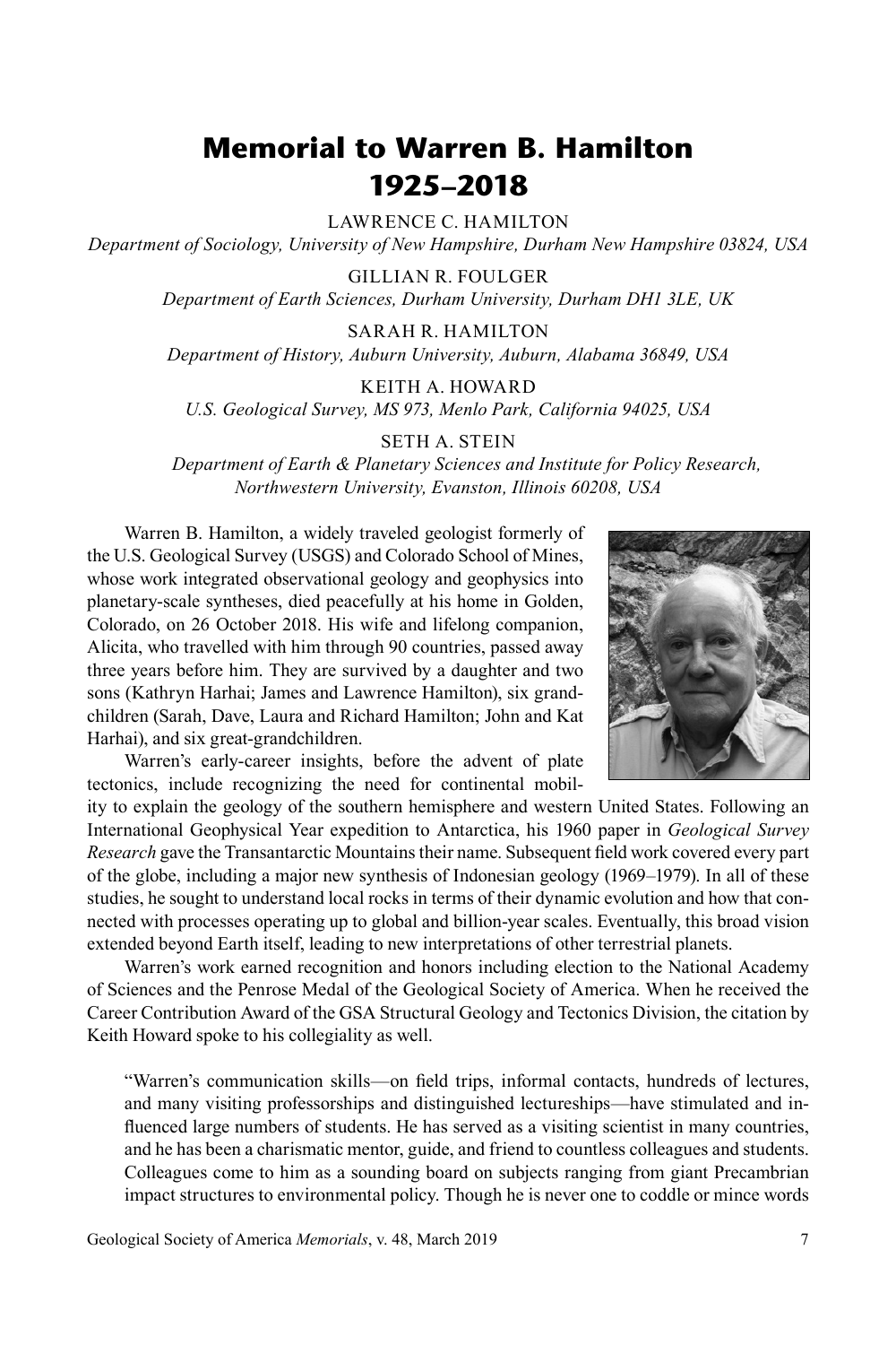# Memorial to Warren B. Hamilton
# 1925–2018

LAWRENCE C. HAMILTON
*Department of Sociology, University of New Hampshire, Durham New Hampshire 03824, USA*

GILLIAN R. FOULGER
*Department of Earth Sciences, Durham University, Durham DH1 3LE, UK*

SARAH R. HAMILTON
*Department of History, Auburn University, Auburn, Alabama 36849, USA*

KEITH A. HOWARD
*U.S. Geological Survey, MS 973, Menlo Park, California 94025, USA*

SETH A. STEIN
*Department of Earth & Planetary Sciences and Institute for Policy Research, Northwestern University, Evanston, Illinois 60208, USA*

Warren B. Hamilton, a widely traveled geologist formerly of the U.S. Geological Survey (USGS) and Colorado School of Mines, whose work integrated observational geology and geophysics into planetary-scale syntheses, died peacefully at his home in Golden, Colorado, on 26 October 2018. His wife and lifelong companion, Alicita, who travelled with him through 90 countries, passed away three years before him. They are survived by a daughter and two sons (Kathryn Harhai; James and Lawrence Hamilton), six grandchildren (Sarah, Dave, Laura and Richard Hamilton; John and Kat Harhai), and six great-grandchildren.

Warren's early-career insights, before the advent of plate tectonics, include recognizing the need for continental mobility to explain the geology of the southern hemisphere and western United States. Following an International Geophysical Year expedition to Antarctica, his 1960 paper in *Geological Survey Research* gave the Transantarctic Mountains their name. Subsequent field work covered every part of the globe, including a major new synthesis of Indonesian geology (1969–1979). In all of these studies, he sought to understand local rocks in terms of their dynamic evolution and how that connected with processes operating up to global and billion-year scales. Eventually, this broad vision extended beyond Earth itself, leading to new interpretations of other terrestrial planets.

Warren's work earned recognition and honors including election to the National Academy of Sciences and the Penrose Medal of the Geological Society of America. When he received the Career Contribution Award of the GSA Structural Geology and Tectonics Division, the citation by Keith Howard spoke to his collegiality as well.

"Warren's communication skills—on field trips, informal contacts, hundreds of lectures, and many visiting professorships and distinguished lectureships—have stimulated and influenced large numbers of students. He has served as a visiting scientist in many countries, and he has been a charismatic mentor, guide, and friend to countless colleagues and students. Colleagues come to him as a sounding board on subjects ranging from giant Precambrian impact structures to environmental policy. Though he is never one to coddle or mince words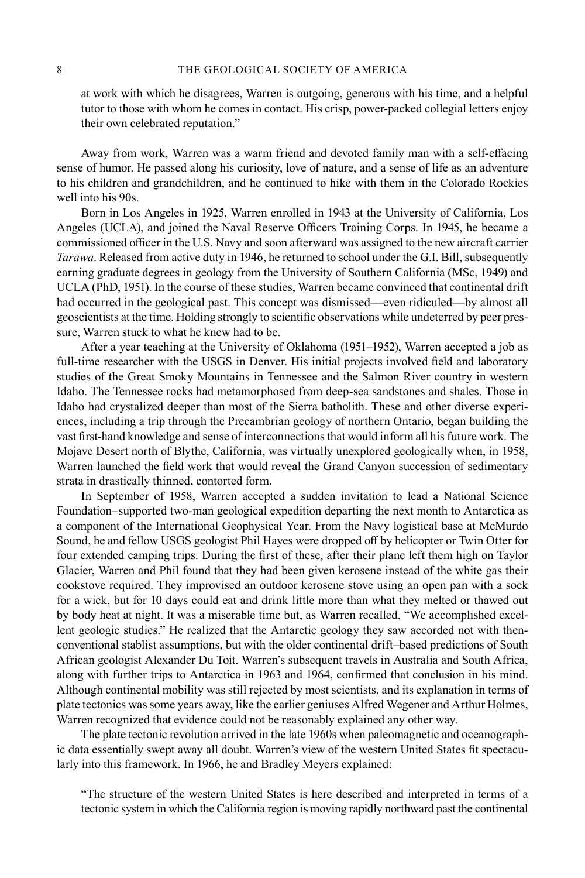at work with which he disagrees, Warren is outgoing, generous with his time, and a helpful tutor to those with whom he comes in contact. His crisp, power-packed collegial letters enjoy their own celebrated reputation."

Away from work, Warren was a warm friend and devoted family man with a self-effacing sense of humor. He passed along his curiosity, love of nature, and a sense of life as an adventure to his children and grandchildren, and he continued to hike with them in the Colorado Rockies well into his 90s.

Born in Los Angeles in 1925, Warren enrolled in 1943 at the University of California, Los Angeles (UCLA), and joined the Naval Reserve Officers Training Corps. In 1945, he became a commissioned officer in the U.S. Navy and soon afterward was assigned to the new aircraft carrier *Tarawa*. Released from active duty in 1946, he returned to school under the G.I. Bill, subsequently earning graduate degrees in geology from the University of Southern California (MSc, 1949) and UCLA (PhD, 1951). In the course of these studies, Warren became convinced that continental drift had occurred in the geological past. This concept was dismissed—even ridiculed—by almost all geoscientists at the time. Holding strongly to scientific observations while undeterred by peer pressure, Warren stuck to what he knew had to be.

After a year teaching at the University of Oklahoma (1951–1952), Warren accepted a job as full-time researcher with the USGS in Denver. His initial projects involved field and laboratory studies of the Great Smoky Mountains in Tennessee and the Salmon River country in western Idaho. The Tennessee rocks had metamorphosed from deep-sea sandstones and shales. Those in Idaho had crystalized deeper than most of the Sierra batholith. These and other diverse experiences, including a trip through the Precambrian geology of northern Ontario, began building the vast first-hand knowledge and sense of interconnections that would inform all his future work. The Mojave Desert north of Blythe, California, was virtually unexplored geologically when, in 1958, Warren launched the field work that would reveal the Grand Canyon succession of sedimentary strata in drastically thinned, contorted form.

In September of 1958, Warren accepted a sudden invitation to lead a National Science Foundation–supported two-man geological expedition departing the next month to Antarctica as a component of the International Geophysical Year. From the Navy logistical base at McMurdo Sound, he and fellow USGS geologist Phil Hayes were dropped off by helicopter or Twin Otter for four extended camping trips. During the first of these, after their plane left them high on Taylor Glacier, Warren and Phil found that they had been given kerosene instead of the white gas their cookstove required. They improvised an outdoor kerosene stove using an open pan with a sock for a wick, but for 10 days could eat and drink little more than what they melted or thawed out by body heat at night. It was a miserable time but, as Warren recalled, "We accomplished excellent geologic studies." He realized that the Antarctic geology they saw accorded not with then-conventional stablist assumptions, but with the older continental drift–based predictions of South African geologist Alexander Du Toit. Warren's subsequent travels in Australia and South Africa, along with further trips to Antarctica in 1963 and 1964, confirmed that conclusion in his mind. Although continental mobility was still rejected by most scientists, and its explanation in terms of plate tectonics was some years away, like the earlier geniuses Alfred Wegener and Arthur Holmes, Warren recognized that evidence could not be reasonably explained any other way.

The plate tectonic revolution arrived in the late 1960s when paleomagnetic and oceanographic data essentially swept away all doubt. Warren's view of the western United States fit spectacularly into this framework. In 1966, he and Bradley Meyers explained:

"The structure of the western United States is here described and interpreted in terms of a tectonic system in which the California region is moving rapidly northward past the continental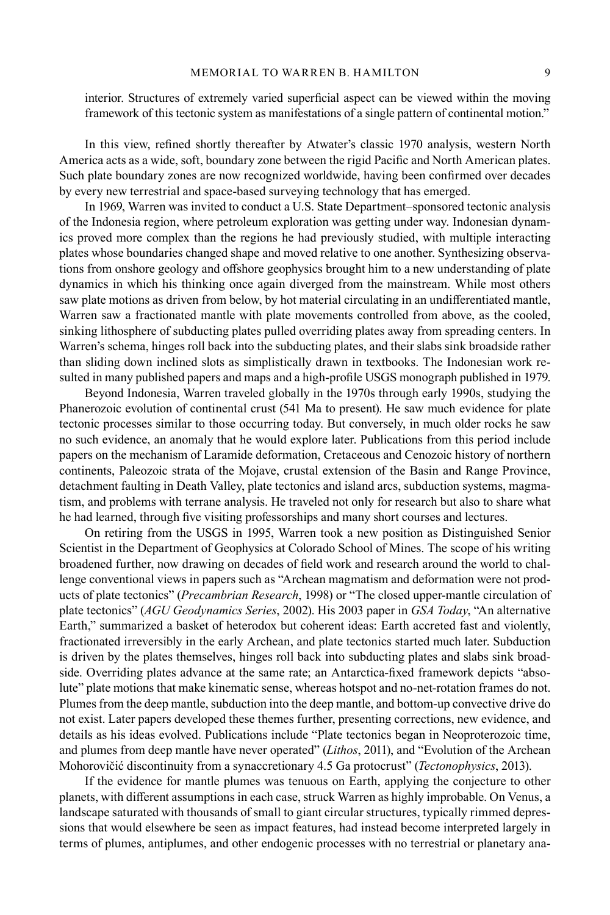interior. Structures of extremely varied superficial aspect can be viewed within the moving framework of this tectonic system as manifestations of a single pattern of continental motion."

In this view, refined shortly thereafter by Atwater's classic 1970 analysis, western North America acts as a wide, soft, boundary zone between the rigid Pacific and North American plates. Such plate boundary zones are now recognized worldwide, having been confirmed over decades by every new terrestrial and space-based surveying technology that has emerged.

In 1969, Warren was invited to conduct a U.S. State Department–sponsored tectonic analysis of the Indonesia region, where petroleum exploration was getting under way. Indonesian dynamics proved more complex than the regions he had previously studied, with multiple interacting plates whose boundaries changed shape and moved relative to one another. Synthesizing observations from onshore geology and offshore geophysics brought him to a new understanding of plate dynamics in which his thinking once again diverged from the mainstream. While most others saw plate motions as driven from below, by hot material circulating in an undifferentiated mantle, Warren saw a fractionated mantle with plate movements controlled from above, as the cooled, sinking lithosphere of subducting plates pulled overriding plates away from spreading centers. In Warren's schema, hinges roll back into the subducting plates, and their slabs sink broadside rather than sliding down inclined slots as simplistically drawn in textbooks. The Indonesian work resulted in many published papers and maps and a high-profile USGS monograph published in 1979.

Beyond Indonesia, Warren traveled globally in the 1970s through early 1990s, studying the Phanerozoic evolution of continental crust (541 Ma to present). He saw much evidence for plate tectonic processes similar to those occurring today. But conversely, in much older rocks he saw no such evidence, an anomaly that he would explore later. Publications from this period include papers on the mechanism of Laramide deformation, Cretaceous and Cenozoic history of northern continents, Paleozoic strata of the Mojave, crustal extension of the Basin and Range Province, detachment faulting in Death Valley, plate tectonics and island arcs, subduction systems, magmatism, and problems with terrane analysis. He traveled not only for research but also to share what he had learned, through five visiting professorships and many short courses and lectures.

On retiring from the USGS in 1995, Warren took a new position as Distinguished Senior Scientist in the Department of Geophysics at Colorado School of Mines. The scope of his writing broadened further, now drawing on decades of field work and research around the world to challenge conventional views in papers such as "Archean magmatism and deformation were not products of plate tectonics" (*Precambrian Research*, 1998) or "The closed upper-mantle circulation of plate tectonics" (*AGU Geodynamics Series*, 2002). His 2003 paper in *GSA Today*, "An alternative Earth," summarized a basket of heterodox but coherent ideas: Earth accreted fast and violently, fractionated irreversibly in the early Archean, and plate tectonics started much later. Subduction is driven by the plates themselves, hinges roll back into subducting plates and slabs sink broadside. Overriding plates advance at the same rate; an Antarctica-fixed framework depicts "absolute" plate motions that make kinematic sense, whereas hotspot and no-net-rotation frames do not. Plumes from the deep mantle, subduction into the deep mantle, and bottom-up convective drive do not exist. Later papers developed these themes further, presenting corrections, new evidence, and details as his ideas evolved. Publications include "Plate tectonics began in Neoproterozoic time, and plumes from deep mantle have never operated" (*Lithos*, 2011), and "Evolution of the Archean Mohorovičić discontinuity from a synaccretionary 4.5 Ga protocrust" (*Tectonophysics*, 2013).

If the evidence for mantle plumes was tenuous on Earth, applying the conjecture to other planets, with different assumptions in each case, struck Warren as highly improbable. On Venus, a landscape saturated with thousands of small to giant circular structures, typically rimmed depressions that would elsewhere be seen as impact features, had instead become interpreted largely in terms of plumes, antiplumes, and other endogenic processes with no terrestrial or planetary ana-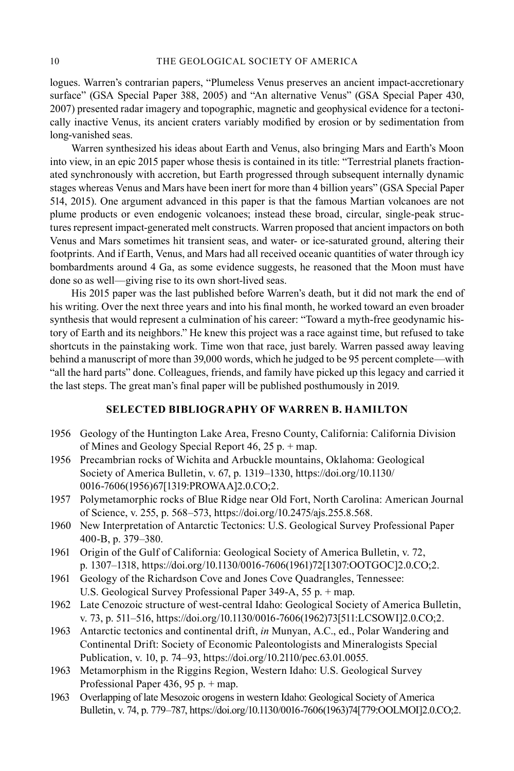logues. Warren's contrarian papers, "Plumeless Venus preserves an ancient impact-accretionary surface" (GSA Special Paper 388, 2005) and "An alternative Venus" (GSA Special Paper 430, 2007) presented radar imagery and topographic, magnetic and geophysical evidence for a tectonically inactive Venus, its ancient craters variably modified by erosion or by sedimentation from long-vanished seas.

Warren synthesized his ideas about Earth and Venus, also bringing Mars and Earth's Moon into view, in an epic 2015 paper whose thesis is contained in its title: "Terrestrial planets fractionated synchronously with accretion, but Earth progressed through subsequent internally dynamic stages whereas Venus and Mars have been inert for more than 4 billion years" (GSA Special Paper 514, 2015). One argument advanced in this paper is that the famous Martian volcanoes are not plume products or even endogenic volcanoes; instead these broad, circular, single-peak structures represent impact-generated melt constructs. Warren proposed that ancient impactors on both Venus and Mars sometimes hit transient seas, and water- or ice-saturated ground, altering their footprints. And if Earth, Venus, and Mars had all received oceanic quantities of water through icy bombardments around 4 Ga, as some evidence suggests, he reasoned that the Moon must have done so as well—giving rise to its own short-lived seas.

His 2015 paper was the last published before Warren's death, but it did not mark the end of his writing. Over the next three years and into his final month, he worked toward an even broader synthesis that would represent a culmination of his career: "Toward a myth-free geodynamic history of Earth and its neighbors." He knew this project was a race against time, but refused to take shortcuts in the painstaking work. Time won that race, just barely. Warren passed away leaving behind a manuscript of more than 39,000 words, which he judged to be 95 percent complete—with "all the hard parts" done. Colleagues, friends, and family have picked up this legacy and carried it the last steps. The great man's final paper will be published posthumously in 2019.

## SELECTED BIBLIOGRAPHY OF WARREN B. HAMILTON

1956 Geology of the Huntington Lake Area, Fresno County, California: California Division of Mines and Geology Special Report 46, 25 p. + map.

1956 Precambrian rocks of Wichita and Arbuckle mountains, Oklahoma: Geological Society of America Bulletin, v. 67, p. 1319–1330, https://doi.org/10.1130/0016-7606(1956)67[1319:PROWAA]2.0.CO;2.

1957 Polymetamorphic rocks of Blue Ridge near Old Fort, North Carolina: American Journal of Science, v. 255, p. 568–573, https://doi.org/10.2475/ajs.255.8.568.

1960 New Interpretation of Antarctic Tectonics: U.S. Geological Survey Professional Paper 400-B, p. 379–380.

1961 Origin of the Gulf of California: Geological Society of America Bulletin, v. 72, p. 1307–1318, https://doi.org/10.1130/0016-7606(1961)72[1307:OOTGOC]2.0.CO;2.

1961 Geology of the Richardson Cove and Jones Cove Quadrangles, Tennessee: U.S. Geological Survey Professional Paper 349-A, 55 p. + map.

1962 Late Cenozoic structure of west-central Idaho: Geological Society of America Bulletin, v. 73, p. 511–516, https://doi.org/10.1130/0016-7606(1962)73[511:LCSOWI]2.0.CO;2.

1963 Antarctic tectonics and continental drift, *in* Munyan, A.C., ed., Polar Wandering and Continental Drift: Society of Economic Paleontologists and Mineralogists Special Publication, v. 10, p. 74–93, https://doi.org/10.2110/pec.63.01.0055.

1963 Metamorphism in the Riggins Region, Western Idaho: U.S. Geological Survey Professional Paper 436, 95 p. + map.

1963 Overlapping of late Mesozoic orogens in western Idaho: Geological Society of America Bulletin, v. 74, p. 779–787, https://doi.org/10.1130/0016-7606(1963)74[779:OOLMOI]2.0.CO;2.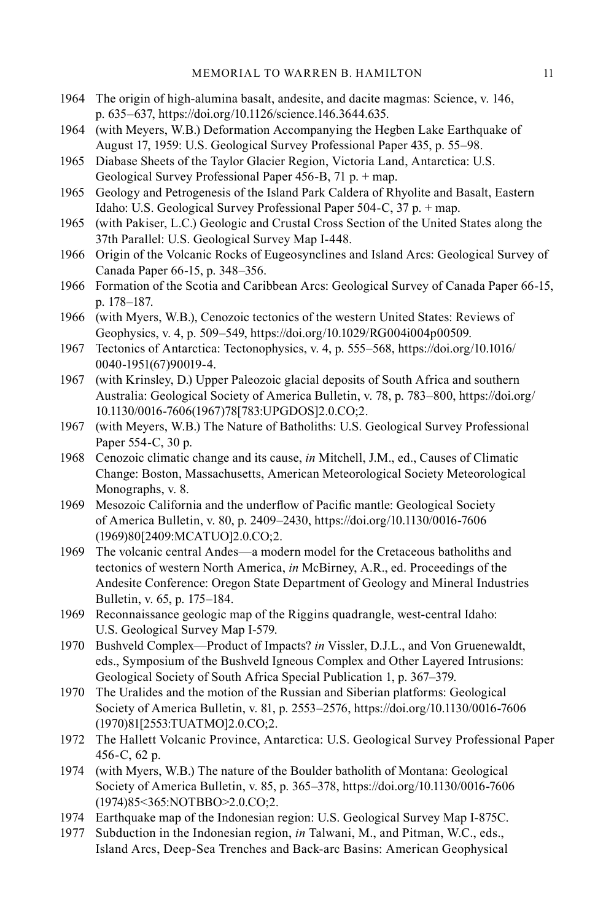1964 The origin of high-alumina basalt, andesite, and dacite magmas: Science, v. 146, p. 635–637, https://doi.org/10.1126/science.146.3644.635.

1964 (with Meyers, W.B.) Deformation Accompanying the Hegben Lake Earthquake of August 17, 1959: U.S. Geological Survey Professional Paper 435, p. 55–98.

1965 Diabase Sheets of the Taylor Glacier Region, Victoria Land, Antarctica: U.S. Geological Survey Professional Paper 456-B, 71 p. + map.

1965 Geology and Petrogenesis of the Island Park Caldera of Rhyolite and Basalt, Eastern Idaho: U.S. Geological Survey Professional Paper 504-C, 37 p. + map.

1965 (with Pakiser, L.C.) Geologic and Crustal Cross Section of the United States along the 37th Parallel: U.S. Geological Survey Map I-448.

1966 Origin of the Volcanic Rocks of Eugeosynclines and Island Arcs: Geological Survey of Canada Paper 66-15, p. 348–356.

1966 Formation of the Scotia and Caribbean Arcs: Geological Survey of Canada Paper 66-15, p. 178–187.

1966 (with Myers, W.B.), Cenozoic tectonics of the western United States: Reviews of Geophysics, v. 4, p. 509–549, https://doi.org/10.1029/RG004i004p00509.

1967 Tectonics of Antarctica: Tectonophysics, v. 4, p. 555–568, https://doi.org/10.1016/0040-1951(67)90019-4.

1967 (with Krinsley, D.) Upper Paleozoic glacial deposits of South Africa and southern Australia: Geological Society of America Bulletin, v. 78, p. 783–800, https://doi.org/10.1130/0016-7606(1967)78[783:UPGDOS]2.0.CO;2.

1967 (with Meyers, W.B.) The Nature of Batholiths: U.S. Geological Survey Professional Paper 554-C, 30 p.

1968 Cenozoic climatic change and its cause, *in* Mitchell, J.M., ed., Causes of Climatic Change: Boston, Massachusetts, American Meteorological Society Meteorological Monographs, v. 8.

1969 Mesozoic California and the underflow of Pacific mantle: Geological Society of America Bulletin, v. 80, p. 2409–2430, https://doi.org/10.1130/0016-7606(1969)80[2409:MCATUO]2.0.CO;2.

1969 The volcanic central Andes—a modern model for the Cretaceous batholiths and tectonics of western North America, *in* McBirney, A.R., ed. Proceedings of the Andesite Conference: Oregon State Department of Geology and Mineral Industries Bulletin, v. 65, p. 175–184.

1969 Reconnaissance geologic map of the Riggins quadrangle, west-central Idaho: U.S. Geological Survey Map I-579.

1970 Bushveld Complex—Product of Impacts? *in* Vissler, D.J.L., and Von Gruenewaldt, eds., Symposium of the Bushveld Igneous Complex and Other Layered Intrusions: Geological Society of South Africa Special Publication 1, p. 367–379.

1970 The Uralides and the motion of the Russian and Siberian platforms: Geological Society of America Bulletin, v. 81, p. 2553–2576, https://doi.org/10.1130/0016-7606(1970)81[2553:TUATMO]2.0.CO;2.

1972 The Hallett Volcanic Province, Antarctica: U.S. Geological Survey Professional Paper 456-C, 62 p.

1974 (with Myers, W.B.) The nature of the Boulder batholith of Montana: Geological Society of America Bulletin, v. 85, p. 365–378, https://doi.org/10.1130/0016-7606(1974)85<365:NOTBBO>2.0.CO;2.

1974 Earthquake map of the Indonesian region: U.S. Geological Survey Map I-875C.

1977 Subduction in the Indonesian region, *in* Talwani, M., and Pitman, W.C., eds., Island Arcs, Deep-Sea Trenches and Back-arc Basins: American Geophysical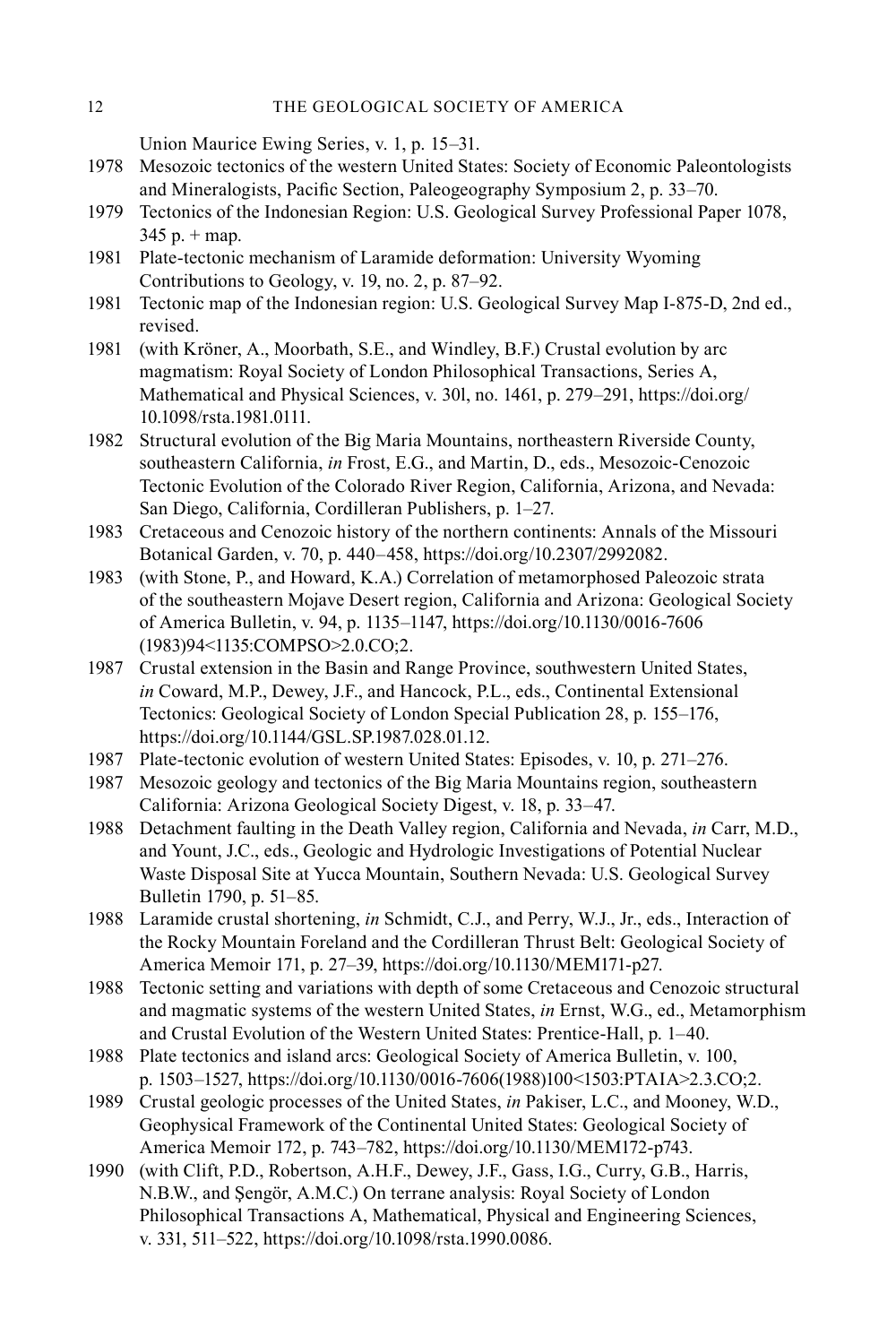Union Maurice Ewing Series, v. 1, p. 15–31.

1978 Mesozoic tectonics of the western United States: Society of Economic Paleontologists and Mineralogists, Pacific Section, Paleogeography Symposium 2, p. 33–70.

1979 Tectonics of the Indonesian Region: U.S. Geological Survey Professional Paper 1078, 345 p. + map.

1981 Plate-tectonic mechanism of Laramide deformation: University Wyoming Contributions to Geology, v. 19, no. 2, p. 87–92.

1981 Tectonic map of the Indonesian region: U.S. Geological Survey Map I-875-D, 2nd ed., revised.

1981 (with Kröner, A., Moorbath, S.E., and Windley, B.F.) Crustal evolution by arc magmatism: Royal Society of London Philosophical Transactions, Series A, Mathematical and Physical Sciences, v. 30l, no. 1461, p. 279–291, https://doi.org/10.1098/rsta.1981.0111.

1982 Structural evolution of the Big Maria Mountains, northeastern Riverside County, southeastern California, *in* Frost, E.G., and Martin, D., eds., Mesozoic-Cenozoic Tectonic Evolution of the Colorado River Region, California, Arizona, and Nevada: San Diego, California, Cordilleran Publishers, p. 1–27.

1983 Cretaceous and Cenozoic history of the northern continents: Annals of the Missouri Botanical Garden, v. 70, p. 440–458, https://doi.org/10.2307/2992082.

1983 (with Stone, P., and Howard, K.A.) Correlation of metamorphosed Paleozoic strata of the southeastern Mojave Desert region, California and Arizona: Geological Society of America Bulletin, v. 94, p. 1135–1147, https://doi.org/10.1130/0016-7606(1983)94<1135:COMPSO>2.0.CO;2.

1987 Crustal extension in the Basin and Range Province, southwestern United States, *in* Coward, M.P., Dewey, J.F., and Hancock, P.L., eds., Continental Extensional Tectonics: Geological Society of London Special Publication 28, p. 155–176, https://doi.org/10.1144/GSL.SP.1987.028.01.12.

1987 Plate-tectonic evolution of western United States: Episodes, v. 10, p. 271–276.

1987 Mesozoic geology and tectonics of the Big Maria Mountains region, southeastern California: Arizona Geological Society Digest, v. 18, p. 33–47.

1988 Detachment faulting in the Death Valley region, California and Nevada, *in* Carr, M.D., and Yount, J.C., eds., Geologic and Hydrologic Investigations of Potential Nuclear Waste Disposal Site at Yucca Mountain, Southern Nevada: U.S. Geological Survey Bulletin 1790, p. 51–85.

1988 Laramide crustal shortening, *in* Schmidt, C.J., and Perry, W.J., Jr., eds., Interaction of the Rocky Mountain Foreland and the Cordilleran Thrust Belt: Geological Society of America Memoir 171, p. 27–39, https://doi.org/10.1130/MEM171-p27.

1988 Tectonic setting and variations with depth of some Cretaceous and Cenozoic structural and magmatic systems of the western United States, *in* Ernst, W.G., ed., Metamorphism and Crustal Evolution of the Western United States: Prentice-Hall, p. 1–40.

1988 Plate tectonics and island arcs: Geological Society of America Bulletin, v. 100, p. 1503–1527, https://doi.org/10.1130/0016-7606(1988)100<1503:PTAIA>2.3.CO;2.

1989 Crustal geologic processes of the United States, *in* Pakiser, L.C., and Mooney, W.D., Geophysical Framework of the Continental United States: Geological Society of America Memoir 172, p. 743–782, https://doi.org/10.1130/MEM172-p743.

1990 (with Clift, P.D., Robertson, A.H.F., Dewey, J.F., Gass, I.G., Curry, G.B., Harris, N.B.W., and Şengör, A.M.C.) On terrane analysis: Royal Society of London Philosophical Transactions A, Mathematical, Physical and Engineering Sciences, v. 331, 511–522, https://doi.org/10.1098/rsta.1990.0086.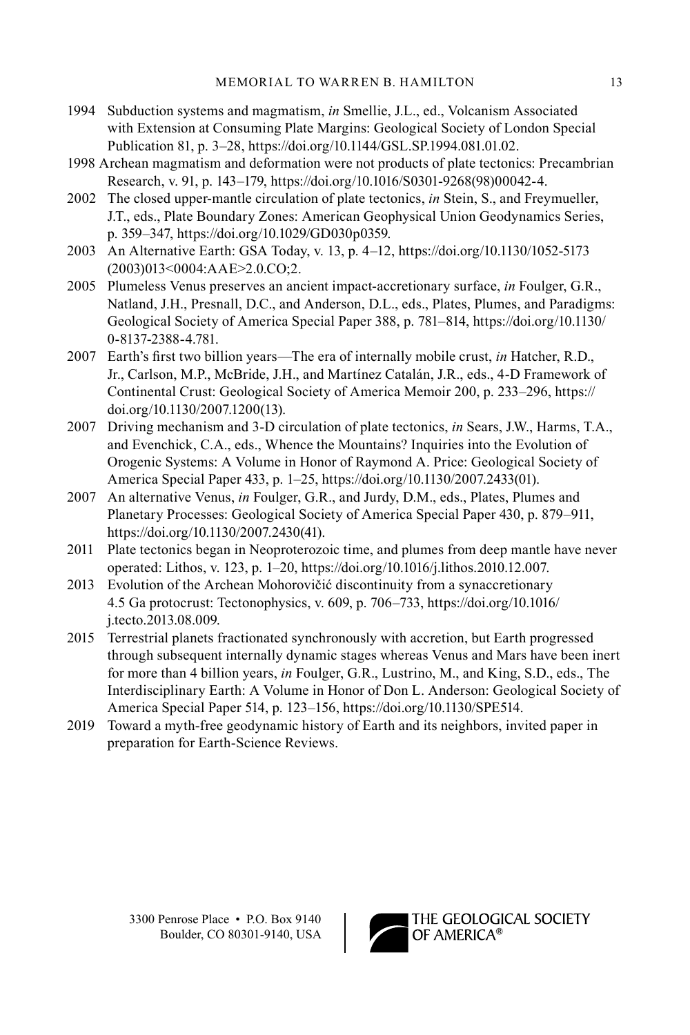1994 Subduction systems and magmatism, *in* Smellie, J.L., ed., Volcanism Associated with Extension at Consuming Plate Margins: Geological Society of London Special Publication 81, p. 3–28, https://doi.org/10.1144/GSL.SP.1994.081.01.02.

1998 Archean magmatism and deformation were not products of plate tectonics: Precambrian Research, v. 91, p. 143–179, https://doi.org/10.1016/S0301-9268(98)00042-4.

2002 The closed upper-mantle circulation of plate tectonics, *in* Stein, S., and Freymueller, J.T., eds., Plate Boundary Zones: American Geophysical Union Geodynamics Series, p. 359–347, https://doi.org/10.1029/GD030p0359.

2003 An Alternative Earth: GSA Today, v. 13, p. 4–12, https://doi.org/10.1130/1052-5173(2003)013<0004:AAE>2.0.CO;2.

2005 Plumeless Venus preserves an ancient impact-accretionary surface, *in* Foulger, G.R., Natland, J.H., Presnall, D.C., and Anderson, D.L., eds., Plates, Plumes, and Paradigms: Geological Society of America Special Paper 388, p. 781–814, https://doi.org/10.1130/0-8137-2388-4.781.

2007 Earth's first two billion years—The era of internally mobile crust, *in* Hatcher, R.D., Jr., Carlson, M.P., McBride, J.H., and Martínez Catalán, J.R., eds., 4-D Framework of Continental Crust: Geological Society of America Memoir 200, p. 233–296, https://doi.org/10.1130/2007.1200(13).

2007 Driving mechanism and 3-D circulation of plate tectonics, *in* Sears, J.W., Harms, T.A., and Evenchick, C.A., eds., Whence the Mountains? Inquiries into the Evolution of Orogenic Systems: A Volume in Honor of Raymond A. Price: Geological Society of America Special Paper 433, p. 1–25, https://doi.org/10.1130/2007.2433(01).

2007 An alternative Venus, *in* Foulger, G.R., and Jurdy, D.M., eds., Plates, Plumes and Planetary Processes: Geological Society of America Special Paper 430, p. 879–911, https://doi.org/10.1130/2007.2430(41).

2011 Plate tectonics began in Neoproterozoic time, and plumes from deep mantle have never operated: Lithos, v. 123, p. 1–20, https://doi.org/10.1016/j.lithos.2010.12.007.

2013 Evolution of the Archean Mohorovičić discontinuity from a synaccretionary 4.5 Ga protocrust: Tectonophysics, v. 609, p. 706–733, https://doi.org/10.1016/j.tecto.2013.08.009.

2015 Terrestrial planets fractionated synchronously with accretion, but Earth progressed through subsequent internally dynamic stages whereas Venus and Mars have been inert for more than 4 billion years, *in* Foulger, G.R., Lustrino, M., and King, S.D., eds., The Interdisciplinary Earth: A Volume in Honor of Don L. Anderson: Geological Society of America Special Paper 514, p. 123–156, https://doi.org/10.1130/SPE514.

2019 Toward a myth-free geodynamic history of Earth and its neighbors, invited paper in preparation for Earth-Science Reviews.

3300 Penrose Place • P.O. Box 9140
Boulder, CO 80301-9140, USA

THE GEOLOGICAL SOCIETY OF AMERICA®